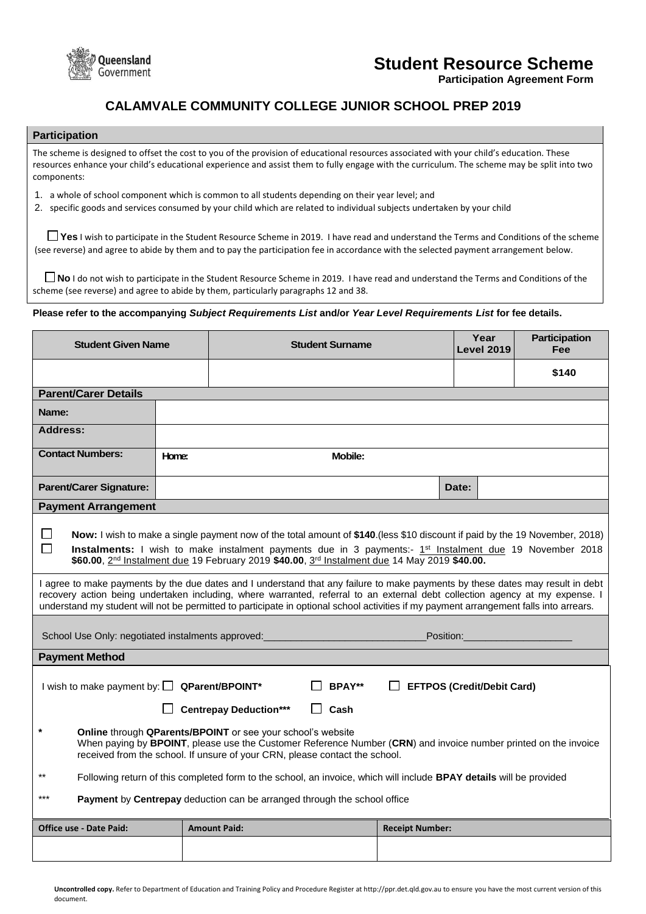Queensland Government

# Student Resource Scheme

**Participation Agreement Form**

## CALAMVALE COMMUNITY COLLEGE JUNIOR SCHOOL PREP 2019

### Participation

The scheme is designed to offset the cost to you of the provision of educational resources associated with your child's education. These resources enhance your child's educational experience and assist them to fully engage with the curriculum. The scheme may be split into two components:

1. a whole of school component which is common to all students depending on their year level; and
2. specific goods and services consumed by your child which are related to individual subjects undertaken by your child

☐ **Yes** I wish to participate in the Student Resource Scheme in 2019. I have read and understand the Terms and Conditions of the scheme (see reverse) and agree to abide by them and to pay the participation fee in accordance with the selected payment arrangement below.

☐ **No** I do not wish to participate in the Student Resource Scheme in 2019. I have read and understand the Terms and Conditions of the scheme (see reverse) and agree to abide by them, particularly paragraphs 12 and 38.

**Please refer to the accompanying *Subject Requirements List* and/or *Year Level Requirements List* for fee details.**

| Student Given Name | Student Surname | Year Level 2019 | Participation Fee |
|---|---|---|---|
| | | | **$140** |

### Parent/Carer Details

| | | | |
|---|---|---|---|
| **Name:** | | | |
| **Address:** | | | |
| **Contact Numbers:** | **Home:** | **Mobile:** | |
| **Parent/Carer Signature:** | | **Date:** | |

### Payment Arrangement

☐ **Now:** I wish to make a single payment now of the total amount of **$140**.(less $10 discount if paid by the 19 November, 2018)

☐ **Instalments:** I wish to make instalment payments due in 3 payments:- 1st Instalment due 19 November 2018 **$60.00**, 2nd Instalment due 19 February 2019 **$40.00**, 3rd Instalment due 14 May 2019 **$40.00.**

I agree to make payments by the due dates and I understand that any failure to make payments by these dates may result in debt recovery action being undertaken including, where warranted, referral to an external debt collection agency at my expense. I understand my student will not be permitted to participate in optional school activities if my payment arrangement falls into arrears.

School Use Only: negotiated instalments approved:____________________________Position:___________________

### Payment Method

I wish to make payment by: ☐ **QParent/BPOINT*** ☐ **BPAY**** ☐ **EFTPOS (Credit/Debit Card)**

☐ **Centrepay Deduction***** ☐ **Cash**

\* **Online** through **QParents/BPOINT** or see your school's website
When paying by **BPOINT**, please use the Customer Reference Number (**CRN**) and invoice number printed on the invoice received from the school. If unsure of your CRN, please contact the school.

** Following return of this completed form to the school, an invoice, which will include **BPAY details** will be provided

*** **Payment** by **Centrepay** deduction can be arranged through the school office

| Office use - Date Paid: | Amount Paid: | Receipt Number: |
|---|---|---|
| | | |

**Uncontrolled copy.** Refer to Department of Education and Training Policy and Procedure Register at http://ppr.det.qld.gov.au to ensure you have the most current version of this document.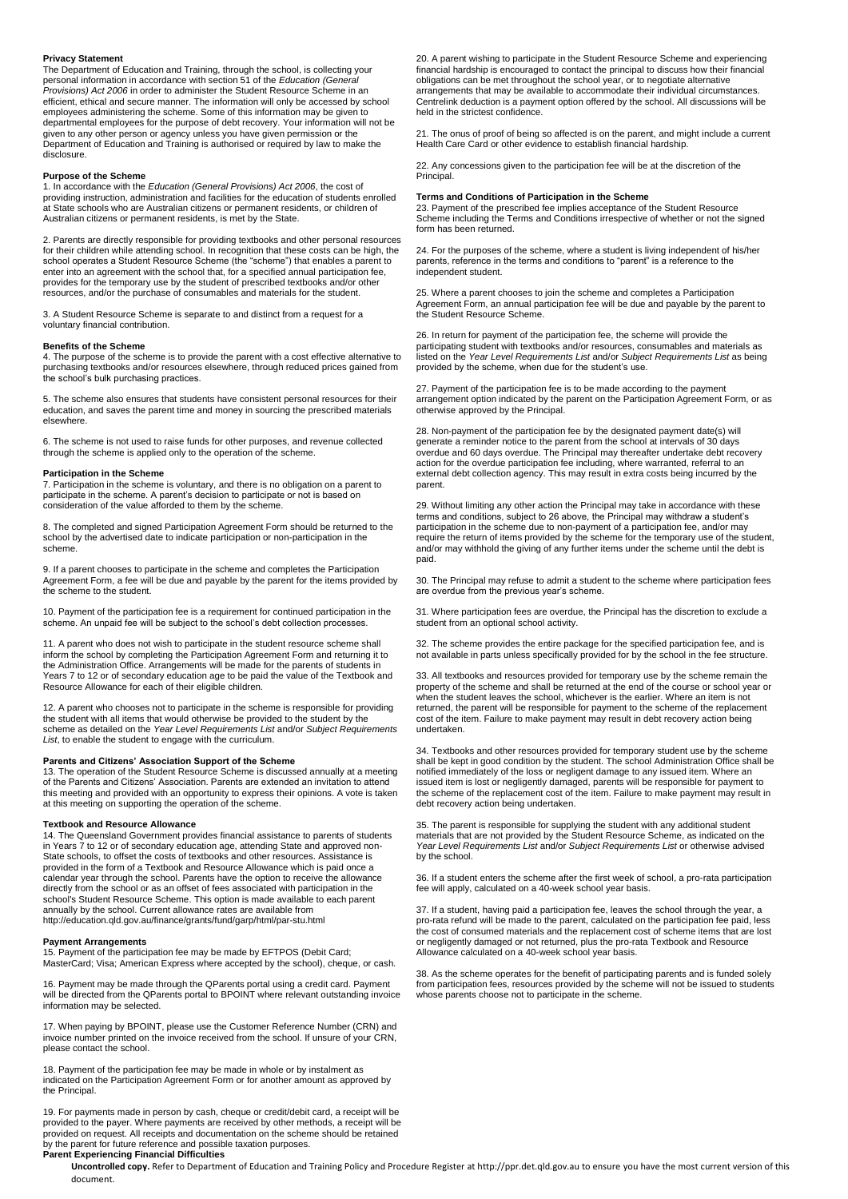**Privacy Statement**

The Department of Education and Training, through the school, is collecting your personal information in accordance with section 51 of the *Education (General Provisions) Act 2006* in order to administer the Student Resource Scheme in an efficient, ethical and secure manner. The information will only be accessed by school employees administering the scheme. Some of this information may be given to departmental employees for the purpose of debt recovery. Your information will not be given to any other person or agency unless you have given permission or the Department of Education and Training is authorised or required by law to make the disclosure.

**Purpose of the Scheme**

1. In accordance with the *Education (General Provisions) Act 2006*, the cost of providing instruction, administration and facilities for the education of students enrolled at State schools who are Australian citizens or permanent residents, or children of Australian citizens or permanent residents, is met by the State.

2. Parents are directly responsible for providing textbooks and other personal resources for their children while attending school. In recognition that these costs can be high, the school operates a Student Resource Scheme (the "scheme") that enables a parent to enter into an agreement with the school that, for a specified annual participation fee, provides for the temporary use by the student of prescribed textbooks and/or other resources, and/or the purchase of consumables and materials for the student.

3. A Student Resource Scheme is separate to and distinct from a request for a voluntary financial contribution.

**Benefits of the Scheme**

4. The purpose of the scheme is to provide the parent with a cost effective alternative to purchasing textbooks and/or resources elsewhere, through reduced prices gained from the school's bulk purchasing practices.

5. The scheme also ensures that students have consistent personal resources for their education, and saves the parent time and money in sourcing the prescribed materials elsewhere.

6. The scheme is not used to raise funds for other purposes, and revenue collected through the scheme is applied only to the operation of the scheme.

**Participation in the Scheme**

7. Participation in the scheme is voluntary, and there is no obligation on a parent to participate in the scheme. A parent's decision to participate or not is based on consideration of the value afforded to them by the scheme.

8. The completed and signed Participation Agreement Form should be returned to the school by the advertised date to indicate participation or non-participation in the scheme.

9. If a parent chooses to participate in the scheme and completes the Participation Agreement Form, a fee will be due and payable by the parent for the items provided by the scheme to the student.

10. Payment of the participation fee is a requirement for continued participation in the scheme. An unpaid fee will be subject to the school's debt collection processes.

11. A parent who does not wish to participate in the student resource scheme shall inform the school by completing the Participation Agreement Form and returning it to the Administration Office. Arrangements will be made for the parents of students in Years 7 to 12 or of secondary education age to be paid the value of the Textbook and Resource Allowance for each of their eligible children.

12. A parent who chooses not to participate in the scheme is responsible for providing the student with all items that would otherwise be provided to the student by the scheme as detailed on the *Year Level Requirements List* and/or *Subject Requirements List*, to enable the student to engage with the curriculum.

**Parents and Citizens' Association Support of the Scheme**

13. The operation of the Student Resource Scheme is discussed annually at a meeting of the Parents and Citizens' Association. Parents are extended an invitation to attend this meeting and provided with an opportunity to express their opinions. A vote is taken at this meeting on supporting the operation of the scheme.

**Textbook and Resource Allowance**

14. The Queensland Government provides financial assistance to parents of students in Years 7 to 12 or of secondary education age, attending State and approved non-State schools, to offset the costs of textbooks and other resources. Assistance is provided in the form of a Textbook and Resource Allowance which is paid once a calendar year through the school. Parents have the option to receive the allowance directly from the school or as an offset of fees associated with participation in the school's Student Resource Scheme. This option is made available to each parent annually by the school. Current allowance rates are available from http://education.qld.gov.au/finance/grants/fund/garp/html/par-stu.html

**Payment Arrangements**

15. Payment of the participation fee may be made by EFTPOS (Debit Card; MasterCard; Visa; American Express where accepted by the school), cheque, or cash.

16. Payment may be made through the QParents portal using a credit card. Payment will be directed from the QParents portal to BPOINT where relevant outstanding invoice information may be selected.

17. When paying by BPOINT, please use the Customer Reference Number (CRN) and invoice number printed on the invoice received from the school. If unsure of your CRN, please contact the school.

18. Payment of the participation fee may be made in whole or by instalment as indicated on the Participation Agreement Form or for another amount as approved by the Principal.

19. For payments made in person by cash, cheque or credit/debit card, a receipt will be provided to the payer. Where payments are received by other methods, a receipt will be provided on request. All receipts and documentation on the scheme should be retained by the parent for future reference and possible taxation purposes.

**Parent Experiencing Financial Difficulties**

20. A parent wishing to participate in the Student Resource Scheme and experiencing financial hardship is encouraged to contact the principal to discuss how their financial obligations can be met throughout the school year, or to negotiate alternative arrangements that may be available to accommodate their individual circumstances. Centrelink deduction is a payment option offered by the school. All discussions will be held in the strictest confidence.

21. The onus of proof of being so affected is on the parent, and might include a current Health Care Card or other evidence to establish financial hardship.

22. Any concessions given to the participation fee will be at the discretion of the Principal.

**Terms and Conditions of Participation in the Scheme**

23. Payment of the prescribed fee implies acceptance of the Student Resource Scheme including the Terms and Conditions irrespective of whether or not the signed form has been returned.

24. For the purposes of the scheme, where a student is living independent of his/her parents, reference in the terms and conditions to "parent" is a reference to the independent student.

25. Where a parent chooses to join the scheme and completes a Participation Agreement Form, an annual participation fee will be due and payable by the parent to the Student Resource Scheme.

26. In return for payment of the participation fee, the scheme will provide the participating student with textbooks and/or resources, consumables and materials as listed on the *Year Level Requirements List* and/or *Subject Requirements List* as being provided by the scheme, when due for the student's use.

27. Payment of the participation fee is to be made according to the payment arrangement option indicated by the parent on the Participation Agreement Form, or as otherwise approved by the Principal.

28. Non-payment of the participation fee by the designated payment date(s) will generate a reminder notice to the parent from the school at intervals of 30 days overdue and 60 days overdue. The Principal may thereafter undertake debt recovery action for the overdue participation fee including, where warranted, referral to an external debt collection agency. This may result in extra costs being incurred by the parent.

29. Without limiting any other action the Principal may take in accordance with these terms and conditions, subject to 26 above, the Principal may withdraw a student's participation in the scheme due to non-payment of a participation fee, and/or may require the return of items provided by the scheme for the temporary use of the student, and/or may withhold the giving of any further items under the scheme until the debt is paid.

30. The Principal may refuse to admit a student to the scheme where participation fees are overdue from the previous year's scheme.

31. Where participation fees are overdue, the Principal has the discretion to exclude a student from an optional school activity.

32. The scheme provides the entire package for the specified participation fee, and is not available in parts unless specifically provided for by the school in the fee structure.

33. All textbooks and resources provided for temporary use by the scheme remain the property of the scheme and shall be returned at the end of the course or school year or when the student leaves the school, whichever is the earlier. Where an item is not returned, the parent will be responsible for payment to the scheme of the replacement cost of the item. Failure to make payment may result in debt recovery action being undertaken.

34. Textbooks and other resources provided for temporary student use by the scheme shall be kept in good condition by the student. The school Administration Office shall be notified immediately of the loss or negligent damage to any issued item. Where an issued item is lost or negligently damaged, parents will be responsible for payment to the scheme of the replacement cost of the item. Failure to make payment may result in debt recovery action being undertaken.

35. The parent is responsible for supplying the student with any additional student materials that are not provided by the Student Resource Scheme, as indicated on the *Year Level Requirements List* and/or *Subject Requirements List* or otherwise advised by the school.

36. If a student enters the scheme after the first week of school, a pro-rata participation fee will apply, calculated on a 40-week school year basis.

37. If a student, having paid a participation fee, leaves the school through the year, a pro-rata refund will be made to the parent, calculated on the participation fee paid, less the cost of consumed materials and the replacement cost of scheme items that are lost or negligently damaged or not returned, plus the pro-rata Textbook and Resource Allowance calculated on a 40-week school year basis.

38. As the scheme operates for the benefit of participating parents and is funded solely from participation fees, resources provided by the scheme will not be issued to students whose parents choose not to participate in the scheme.

**Uncontrolled copy.** Refer to Department of Education and Training Policy and Procedure Register at http://ppr.det.qld.gov.au to ensure you have the most current version of this document.